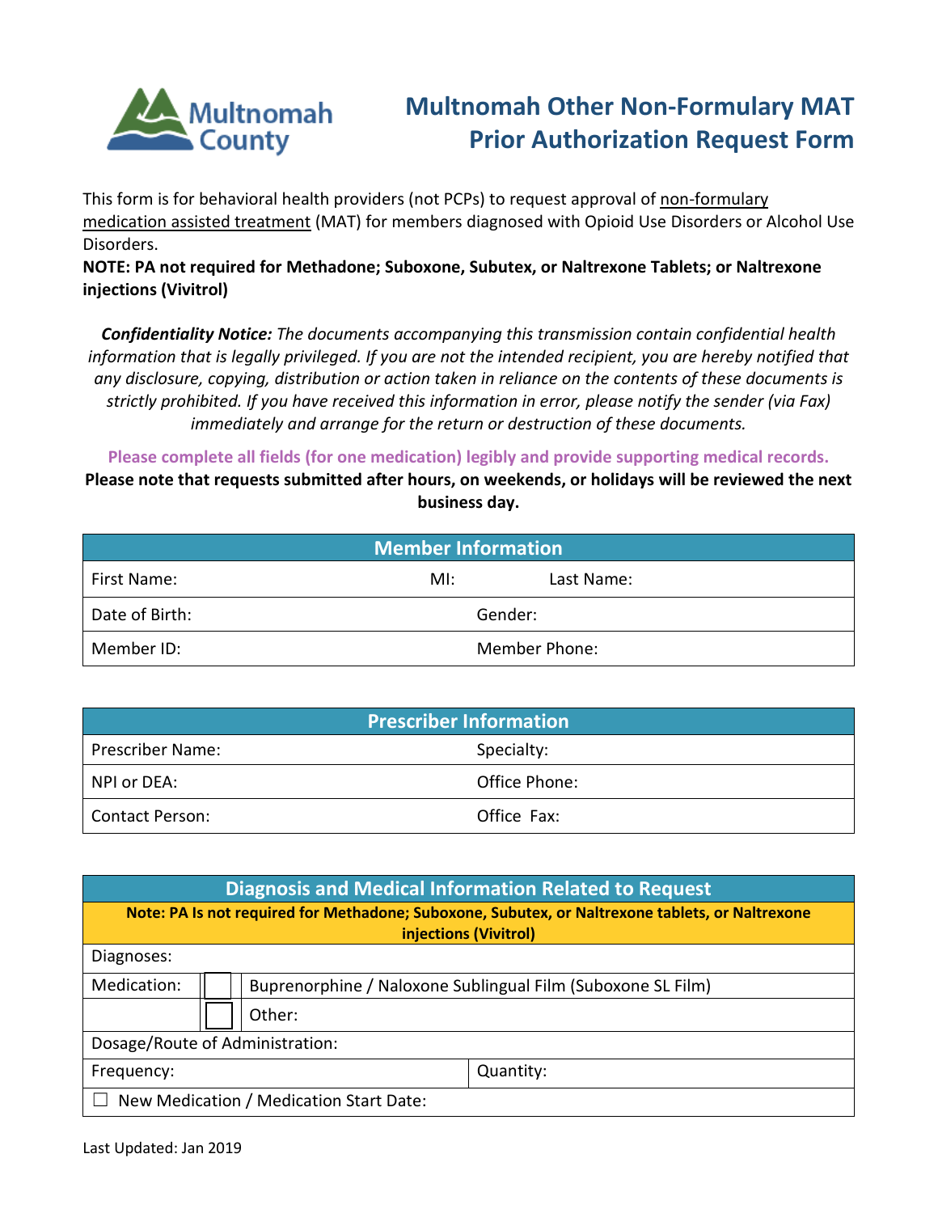# Multnomah Other Non-Formulary MAT Prior Authorization Request Form

This form is for behavioral health providers (not PCPs) to request approval of non-formulary medication assisted treatment (MAT) for members diagnosed with Opioid Use Disorders or Alcohol Use Disorders.

**NOTE: PA not required for Methadone; Suboxone, Subutex, or Naltrexone Tablets; or Naltrexone injections (Vivitrol)**

***Confidentiality Notice:*** *The documents accompanying this transmission contain confidential health information that is legally privileged. If you are not the intended recipient, you are hereby notified that any disclosure, copying, distribution or action taken in reliance on the contents of these documents is strictly prohibited. If you have received this information in error, please notify the sender (via Fax) immediately and arrange for the return or destruction of these documents.*

**Please complete all fields (for one medication) legibly and provide supporting medical records.**

**Please note that requests submitted after hours, on weekends, or holidays will be reviewed the next business day.**

| Member Information | | |
|---|---|---|
| First Name: | MI: | Last Name: |
| Date of Birth: | Gender: | |
| Member ID: | Member Phone: | |

| Prescriber Information | |
|---|---|
| Prescriber Name: | Specialty: |
| NPI or DEA: | Office Phone: |
| Contact Person: | Office Fax: |

| Diagnosis and Medical Information Related to Request | | |
|---|---|---|
| **Note: PA Is not required for Methadone; Suboxone, Subutex, or Naltrexone tablets, or Naltrexone injections (Vivitrol)** | | |
| Diagnoses: | | |
| Medication: | ☐ | Buprenorphine / Naloxone Sublingual Film (Suboxone SL Film) |
| | ☐ | Other: |
| Dosage/Route of Administration: | | |
| Frequency: | Quantity: | |
| ☐ New Medication / Medication Start Date: | | |

Last Updated: Jan 2019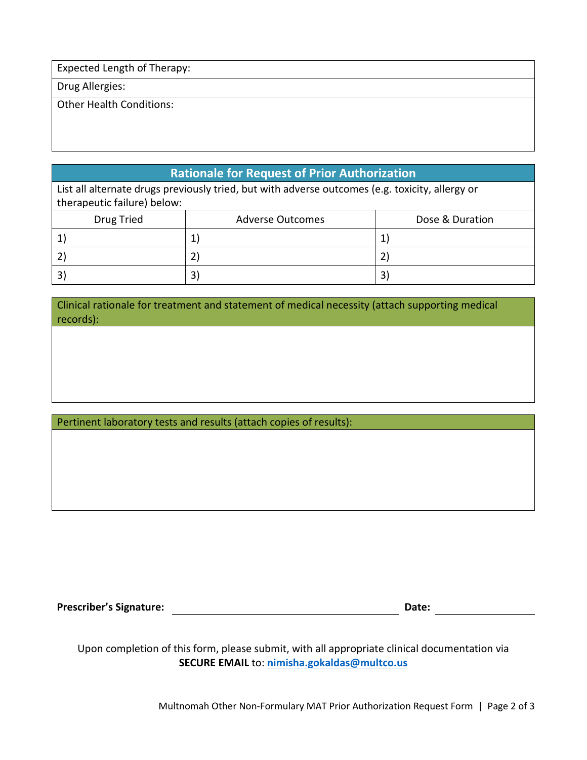Expected Length of Therapy:

Drug Allergies:

Other Health Conditions:

## Rationale for Request of Prior Authorization

List all alternate drugs previously tried, but with adverse outcomes (e.g. toxicity, allergy or therapeutic failure) below:

| Drug Tried | Adverse Outcomes | Dose & Duration |
| --- | --- | --- |
| 1) | 1) | 1) |
| 2) | 2) | 2) |
| 3) | 3) | 3) |

Clinical rationale for treatment and statement of medical necessity (attach supporting medical records):

Pertinent laboratory tests and results (attach copies of results):

**Prescriber's Signature:** ______________________________ **Date:** ______________

Upon completion of this form, please submit, with all appropriate clinical documentation via **SECURE EMAIL** to: **nimisha.gokaldas@multco.us**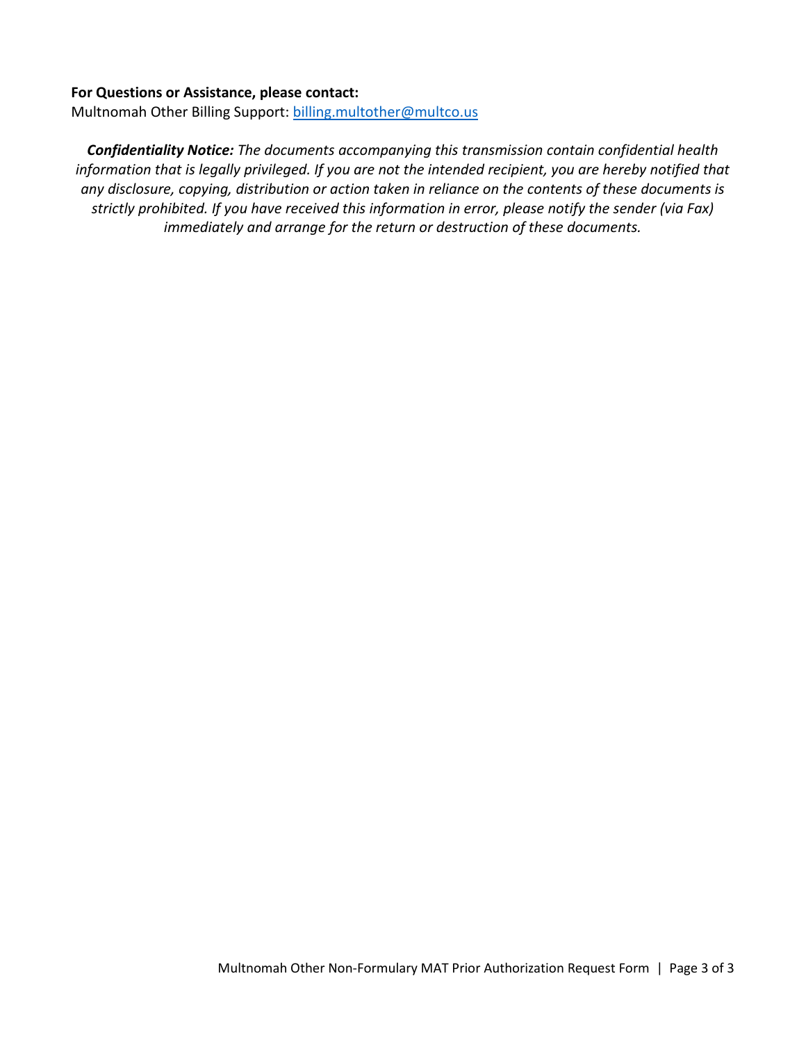**For Questions or Assistance, please contact:**
Multnomah Other Billing Support: billing.multother@multco.us

***Confidentiality Notice:*** *The documents accompanying this transmission contain confidential health information that is legally privileged. If you are not the intended recipient, you are hereby notified that any disclosure, copying, distribution or action taken in reliance on the contents of these documents is strictly prohibited. If you have received this information in error, please notify the sender (via Fax) immediately and arrange for the return or destruction of these documents.*